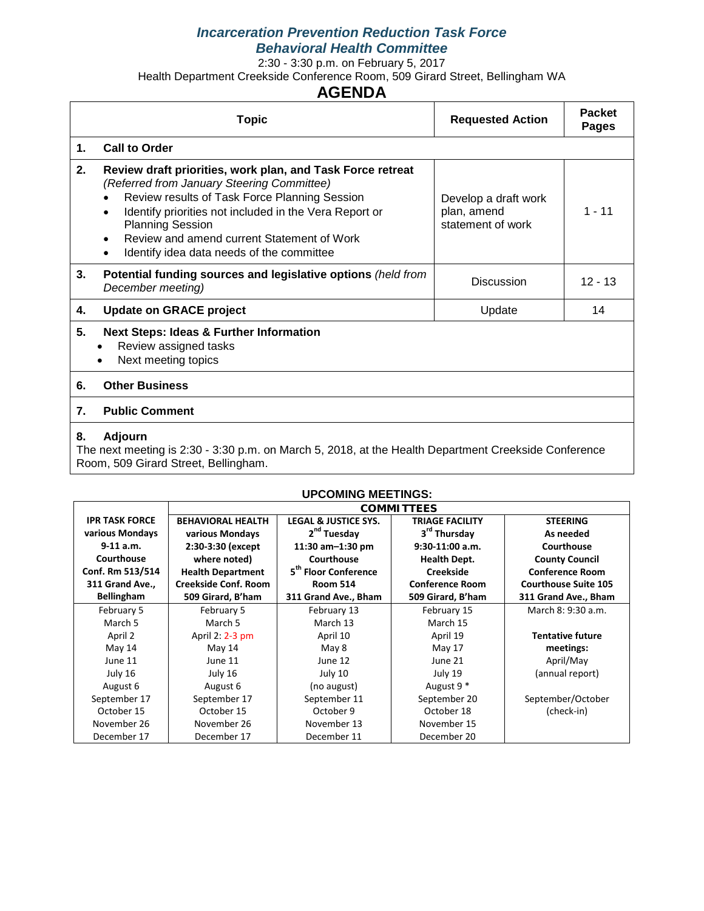# *Incarceration Prevention Reduction Task Force*
## *Behavioral Health Committee*

2:30 - 3:30 p.m. on February 5, 2017

Health Department Creekside Conference Room, 509 Girard Street, Bellingham WA

## AGENDA

| | Topic | Requested Action | Packet Pages |
|---|---|---|---|
| **1.** | **Call to Order** | | |
| **2.** | **Review draft priorities, work plan, and Task Force retreat** *(Referred from January Steering Committee)*<br>• Review results of Task Force Planning Session<br>• Identify priorities not included in the Vera Report or Planning Session<br>• Review and amend current Statement of Work<br>• Identify idea data needs of the committee | Develop a draft work plan, amend statement of work | 1 - 11 |
| **3.** | **Potential funding sources and legislative options** *(held from December meeting)* | Discussion | 12 - 13 |
| **4.** | **Update on GRACE project** | Update | 14 |
| **5.** | **Next Steps: Ideas & Further Information**<br>• Review assigned tasks<br>• Next meeting topics | | |
| **6.** | **Other Business** | | |
| **7.** | **Public Comment** | | |
| **8.** | **Adjourn**<br>The next meeting is 2:30 - 3:30 p.m. on March 5, 2018, at the Health Department Creekside Conference Room, 509 Girard Street, Bellingham. | | |

### UPCOMING MEETINGS:

| | COMMITTEES | | | |
|---|---|---|---|---|
| **IPR TASK FORCE various Mondays 9-11 a.m. Courthouse Conf. Rm 513/514 311 Grand Ave., Bellingham** | **BEHAVIORAL HEALTH various Mondays 2:30-3:30 (except where noted) Health Department Creekside Conf. Room 509 Girard, B'ham** | **LEGAL & JUSTICE SYS. 2nd Tuesday 11:30 am–1:30 pm Courthouse 5th Floor Conference Room 514 311 Grand Ave., Bham** | **TRIAGE FACILITY 3rd Thursday 9:30-11:00 a.m. Health Dept. Creekside Conference Room 509 Girard, B'ham** | **STEERING As needed Courthouse County Council Conference Room Courthouse Suite 105 311 Grand Ave., Bham** |
| February 5 | February 5 | February 13 | February 15 | March 8: 9:30 a.m. |
| March 5 | March 5 | March 13 | March 15 | |
| April 2 | April 2: 2-3 pm | April 10 | April 19 | **Tentative future** |
| May 14 | May 14 | May 8 | May 17 | **meetings:** |
| June 11 | June 11 | June 12 | June 21 | April/May |
| July 16 | July 16 | July 10 | July 19 | (annual report) |
| August 6 | August 6 | (no august) | August 9 * | |
| September 17 | September 17 | September 11 | September 20 | September/October |
| October 15 | October 15 | October 9 | October 18 | (check-in) |
| November 26 | November 26 | November 13 | November 15 | |
| December 17 | December 17 | December 11 | December 20 | |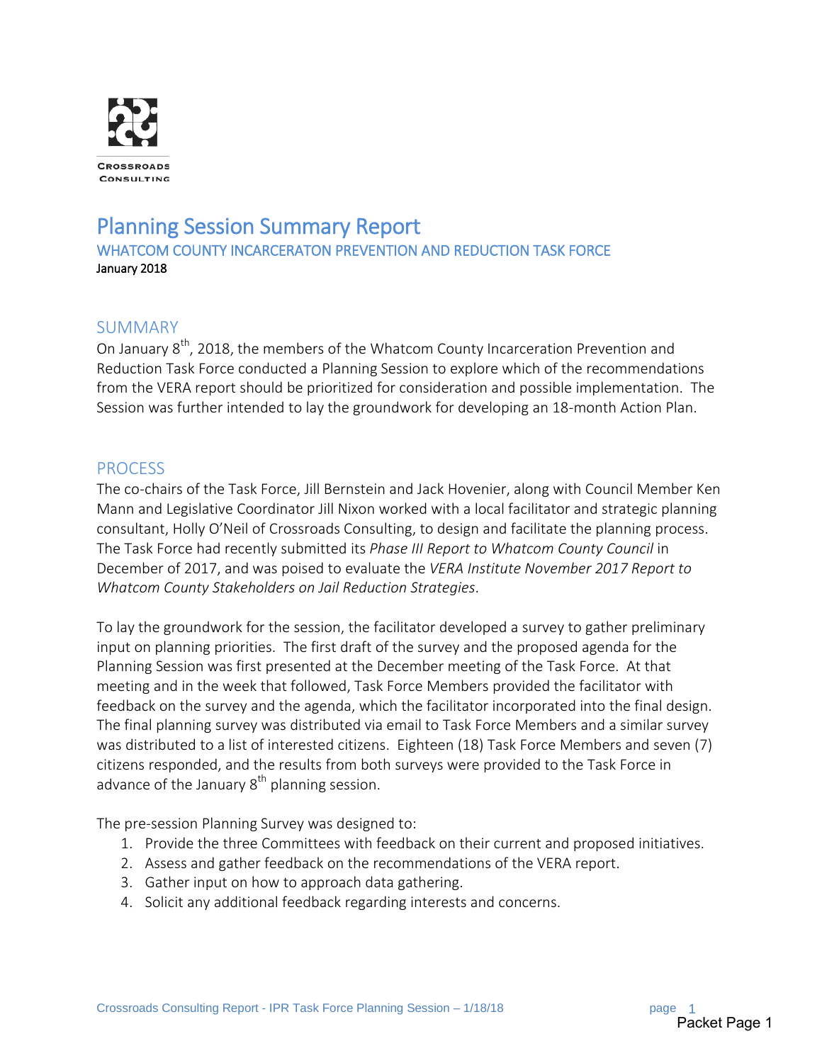CROSSROADS CONSULTING

# Planning Session Summary Report

## WHATCOM COUNTY INCARCERATON PREVENTION AND REDUCTION TASK FORCE

January 2018

## SUMMARY

On January 8th, 2018, the members of the Whatcom County Incarceration Prevention and Reduction Task Force conducted a Planning Session to explore which of the recommendations from the VERA report should be prioritized for consideration and possible implementation. The Session was further intended to lay the groundwork for developing an 18-month Action Plan.

## PROCESS

The co-chairs of the Task Force, Jill Bernstein and Jack Hovenier, along with Council Member Ken Mann and Legislative Coordinator Jill Nixon worked with a local facilitator and strategic planning consultant, Holly O'Neil of Crossroads Consulting, to design and facilitate the planning process. The Task Force had recently submitted its *Phase III Report to Whatcom County Council* in December of 2017, and was poised to evaluate the *VERA Institute November 2017 Report to Whatcom County Stakeholders on Jail Reduction Strategies*.

To lay the groundwork for the session, the facilitator developed a survey to gather preliminary input on planning priorities. The first draft of the survey and the proposed agenda for the Planning Session was first presented at the December meeting of the Task Force. At that meeting and in the week that followed, Task Force Members provided the facilitator with feedback on the survey and the agenda, which the facilitator incorporated into the final design. The final planning survey was distributed via email to Task Force Members and a similar survey was distributed to a list of interested citizens. Eighteen (18) Task Force Members and seven (7) citizens responded, and the results from both surveys were provided to the Task Force in advance of the January 8th planning session.

The pre-session Planning Survey was designed to:

1. Provide the three Committees with feedback on their current and proposed initiatives.
2. Assess and gather feedback on the recommendations of the VERA report.
3. Gather input on how to approach data gathering.
4. Solicit any additional feedback regarding interests and concerns.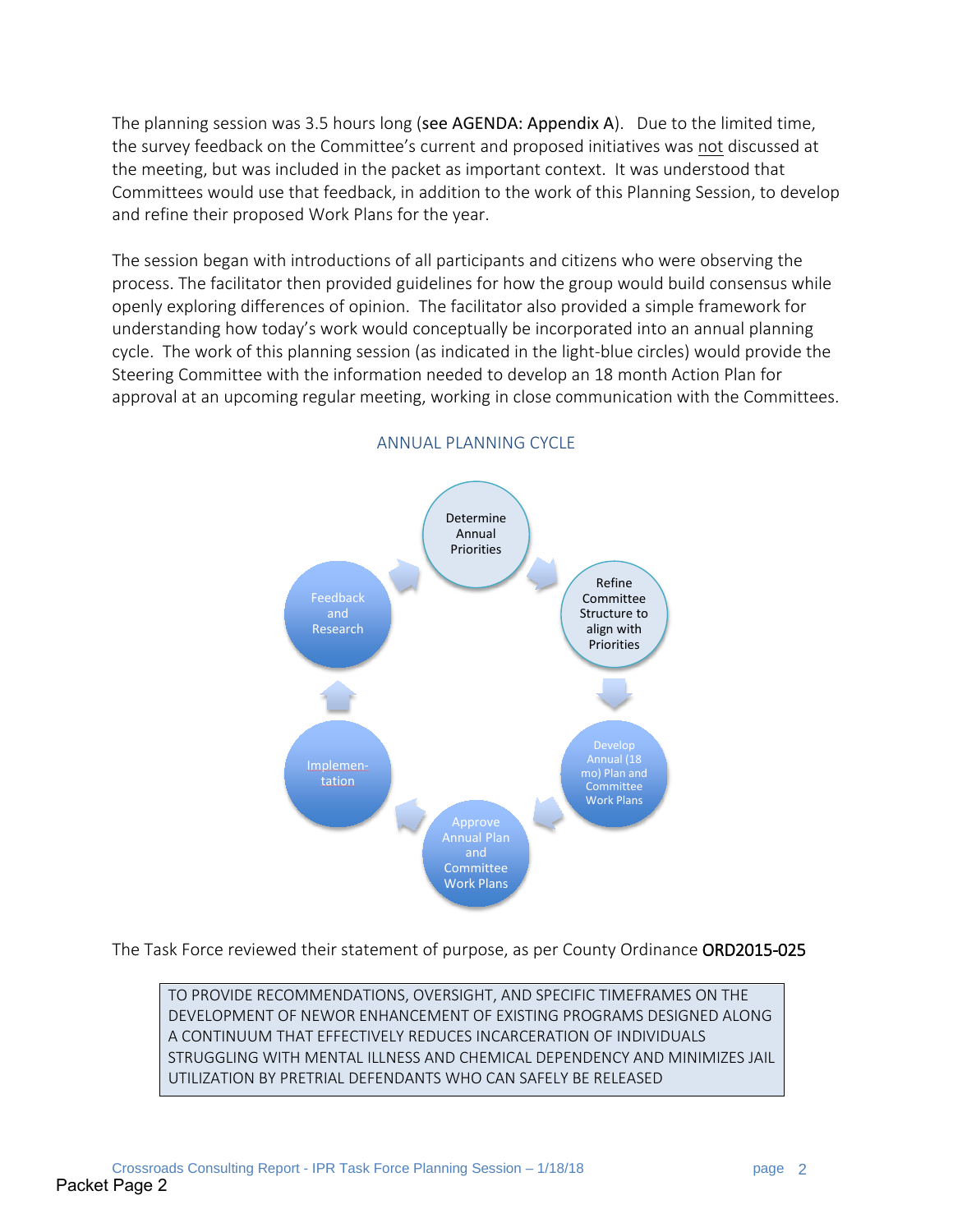The planning session was 3.5 hours long (**see AGENDA: Appendix A**). Due to the limited time, the survey feedback on the Committee's current and proposed initiatives was not discussed at the meeting, but was included in the packet as important context. It was understood that Committees would use that feedback, in addition to the work of this Planning Session, to develop and refine their proposed Work Plans for the year.

The session began with introductions of all participants and citizens who were observing the process. The facilitator then provided guidelines for how the group would build consensus while openly exploring differences of opinion. The facilitator also provided a simple framework for understanding how today's work would conceptually be incorporated into an annual planning cycle. The work of this planning session (as indicated in the light-blue circles) would provide the Steering Committee with the information needed to develop an 18 month Action Plan for approval at an upcoming regular meeting, working in close communication with the Committees.

ANNUAL PLANNING CYCLE

- Determine Annual Priorities
- Refine Committee Structure to align with Priorities
- Develop Annual (18 mo) Plan and Committee Work Plans
- Approve Annual Plan and Committee Work Plans
- Implementation
- Feedback and Research

The Task Force reviewed their statement of purpose, as per County Ordinance ORD2015-025

| TO PROVIDE RECOMMENDATIONS, OVERSIGHT, AND SPECIFIC TIMEFRAMES ON THE DEVELOPMENT OF NEWOR ENHANCEMENT OF EXISTING PROGRAMS DESIGNED ALONG A CONTINUUM THAT EFFECTIVELY REDUCES INCARCERATION OF INDIVIDUALS STRUGGLING WITH MENTAL ILLNESS AND CHEMICAL DEPENDENCY AND MINIMIZES JAIL UTILIZATION BY PRETRIAL DEFENDANTS WHO CAN SAFELY BE RELEASED |
| --- |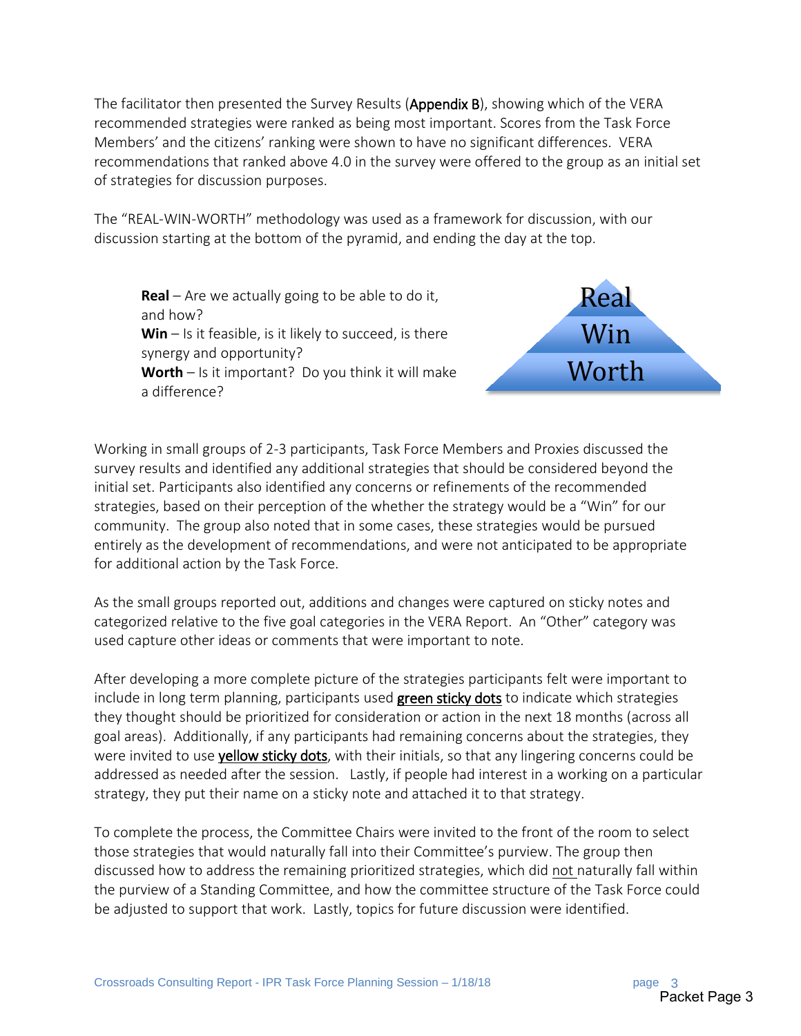The facilitator then presented the Survey Results (**Appendix B**), showing which of the VERA recommended strategies were ranked as being most important. Scores from the Task Force Members' and the citizens' ranking were shown to have no significant differences. VERA recommendations that ranked above 4.0 in the survey were offered to the group as an initial set of strategies for discussion purposes.

The "REAL-WIN-WORTH" methodology was used as a framework for discussion, with our discussion starting at the bottom of the pyramid, and ending the day at the top.

**Real** – Are we actually going to be able to do it, and how?
**Win** – Is it feasible, is it likely to succeed, is there synergy and opportunity?
**Worth** – Is it important? Do you think it will make a difference?

Real
Win
Worth

Working in small groups of 2-3 participants, Task Force Members and Proxies discussed the survey results and identified any additional strategies that should be considered beyond the initial set. Participants also identified any concerns or refinements of the recommended strategies, based on their perception of the whether the strategy would be a "Win" for our community. The group also noted that in some cases, these strategies would be pursued entirely as the development of recommendations, and were not anticipated to be appropriate for additional action by the Task Force.

As the small groups reported out, additions and changes were captured on sticky notes and categorized relative to the five goal categories in the VERA Report. An "Other" category was used capture other ideas or comments that were important to note.

After developing a more complete picture of the strategies participants felt were important to include in long term planning, participants used green sticky dots to indicate which strategies they thought should be prioritized for consideration or action in the next 18 months (across all goal areas). Additionally, if any participants had remaining concerns about the strategies, they were invited to use yellow sticky dots, with their initials, so that any lingering concerns could be addressed as needed after the session. Lastly, if people had interest in a working on a particular strategy, they put their name on a sticky note and attached it to that strategy.

To complete the process, the Committee Chairs were invited to the front of the room to select those strategies that would naturally fall into their Committee's purview. The group then discussed how to address the remaining prioritized strategies, which did not naturally fall within the purview of a Standing Committee, and how the committee structure of the Task Force could be adjusted to support that work. Lastly, topics for future discussion were identified.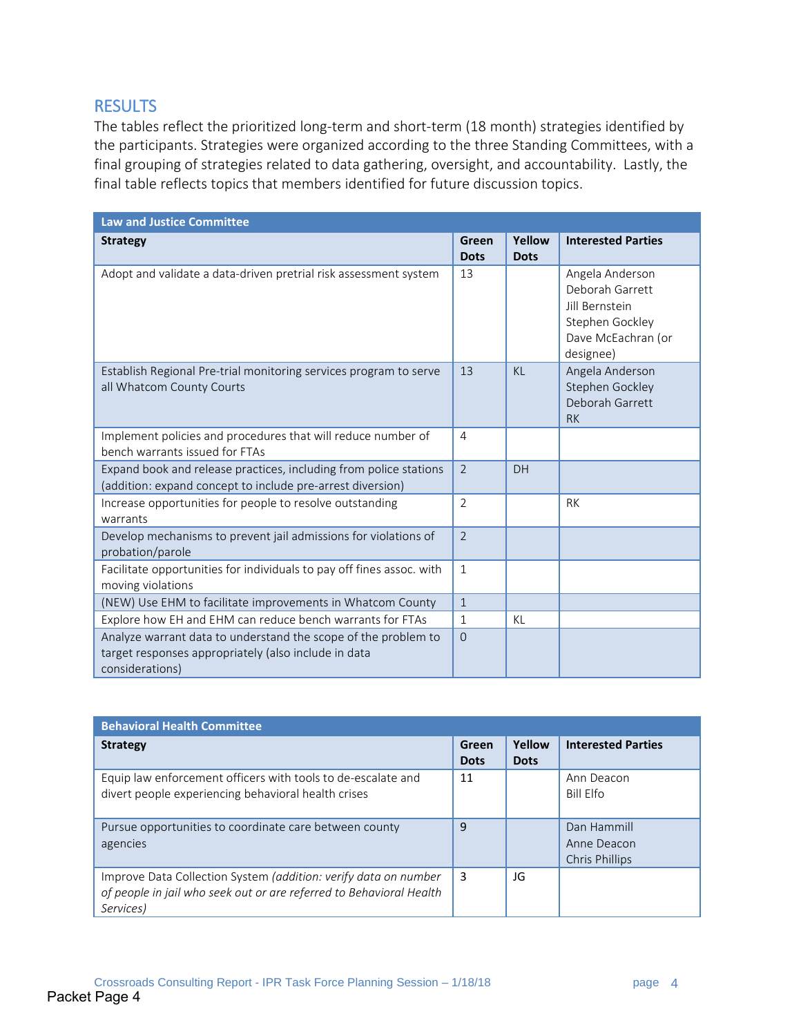## RESULTS

The tables reflect the prioritized long-term and short-term (18 month) strategies identified by the participants. Strategies were organized according to the three Standing Committees, with a final grouping of strategies related to data gathering, oversight, and accountability. Lastly, the final table reflects topics that members identified for future discussion topics.

| Law and Justice Committee | | | |
|---|---|---|---|
| **Strategy** | **Green Dots** | **Yellow Dots** | **Interested Parties** |
| Adopt and validate a data-driven pretrial risk assessment system | 13 | | Angela Anderson<br>Deborah Garrett<br>Jill Bernstein<br>Stephen Gockley<br>Dave McEachran (or designee) |
| Establish Regional Pre-trial monitoring services program to serve all Whatcom County Courts | 13 | KL | Angela Anderson<br>Stephen Gockley<br>Deborah Garrett<br>RK |
| Implement policies and procedures that will reduce number of bench warrants issued for FTAs | 4 | | |
| Expand book and release practices, including from police stations (addition: expand concept to include pre-arrest diversion) | 2 | DH | |
| Increase opportunities for people to resolve outstanding warrants | 2 | | RK |
| Develop mechanisms to prevent jail admissions for violations of probation/parole | 2 | | |
| Facilitate opportunities for individuals to pay off fines assoc. with moving violations | 1 | | |
| (NEW) Use EHM to facilitate improvements in Whatcom County | 1 | | |
| Explore how EH and EHM can reduce bench warrants for FTAs | 1 | KL | |
| Analyze warrant data to understand the scope of the problem to target responses appropriately (also include in data considerations) | 0 | | |

| Behavioral Health Committee | | | |
|---|---|---|---|
| **Strategy** | **Green Dots** | **Yellow Dots** | **Interested Parties** |
| Equip law enforcement officers with tools to de-escalate and divert people experiencing behavioral health crises | 11 | | Ann Deacon<br>Bill Elfo |
| Pursue opportunities to coordinate care between county agencies | 9 | | Dan Hammill<br>Anne Deacon<br>Chris Phillips |
| Improve Data Collection System *(addition: verify data on number of people in jail who seek out or are referred to Behavioral Health Services)* | 3 | JG | |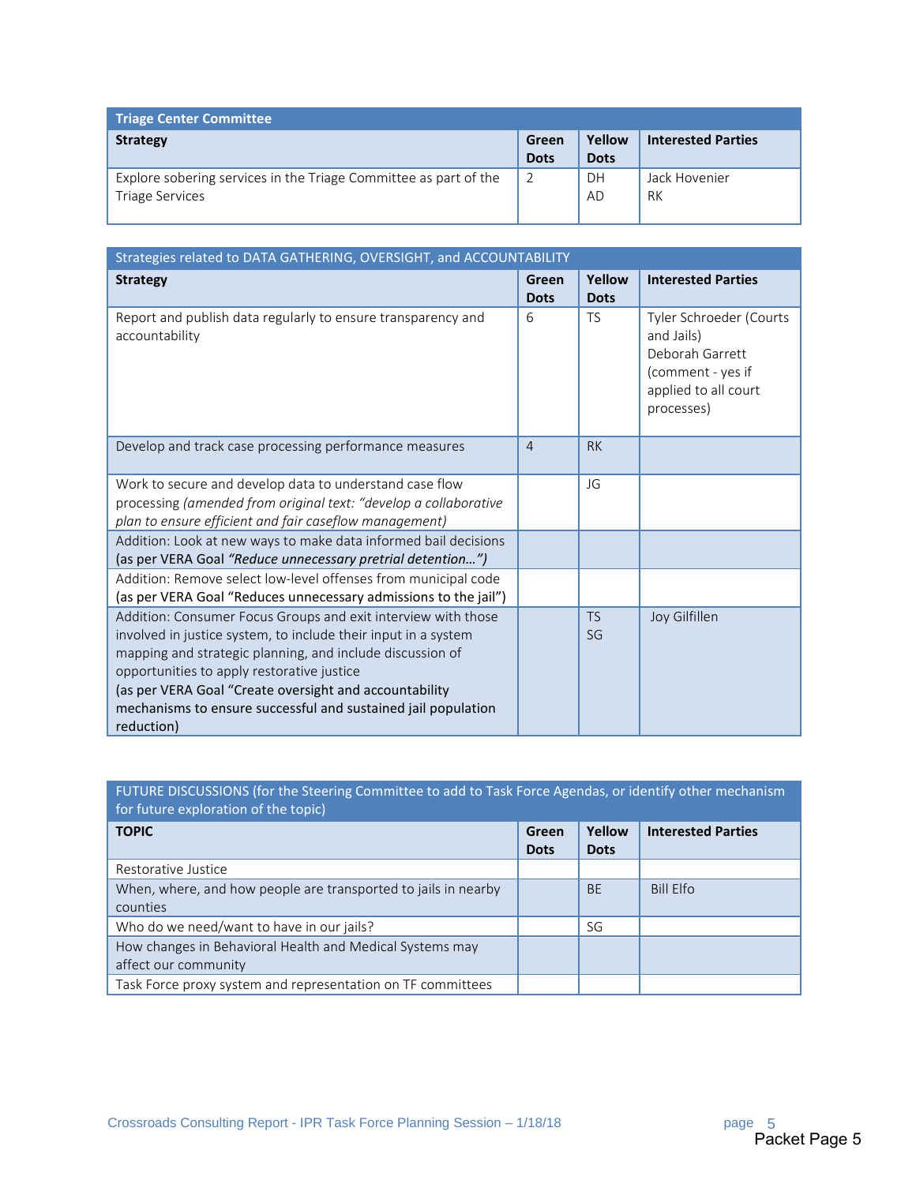| Triage Center Committee | | | |
|---|---|---|---|
| **Strategy** | **Green Dots** | **Yellow Dots** | **Interested Parties** |
| Explore sobering services in the Triage Committee as part of the Triage Services | 2 | DH<br>AD | Jack Hovenier<br>RK |

| Strategies related to DATA GATHERING, OVERSIGHT, and ACCOUNTABILITY | | | |
|---|---|---|---|
| **Strategy** | **Green Dots** | **Yellow Dots** | **Interested Parties** |
| Report and publish data regularly to ensure transparency and accountability | 6 | TS | Tyler Schroeder (Courts and Jails)<br>Deborah Garrett (comment - yes if applied to all court processes) |
| Develop and track case processing performance measures | 4 | RK | |
| Work to secure and develop data to understand case flow processing *(amended from original text: "develop a collaborative plan to ensure efficient and fair caseflow management)* | | JG | |
| Addition: Look at new ways to make data informed bail decisions (as per VERA Goal *"Reduce unnecessary pretrial detention…")* | | | |
| Addition: Remove select low-level offenses from municipal code (as per VERA Goal "Reduces unnecessary admissions to the jail") | | | |
| Addition: Consumer Focus Groups and exit interview with those involved in justice system, to include their input in a system mapping and strategic planning, and include discussion of opportunities to apply restorative justice<br>(as per VERA Goal "Create oversight and accountability mechanisms to ensure successful and sustained jail population reduction) | | TS<br>SG | Joy Gilfillen |

| FUTURE DISCUSSIONS (for the Steering Committee to add to Task Force Agendas, or identify other mechanism for future exploration of the topic) | | | |
|---|---|---|---|
| **TOPIC** | **Green Dots** | **Yellow Dots** | **Interested Parties** |
| Restorative Justice | | | |
| When, where, and how people are transported to jails in nearby counties | | BE | Bill Elfo |
| Who do we need/want to have in our jails? | | SG | |
| How changes in Behavioral Health and Medical Systems may affect our community | | | |
| Task Force proxy system and representation on TF committees | | | |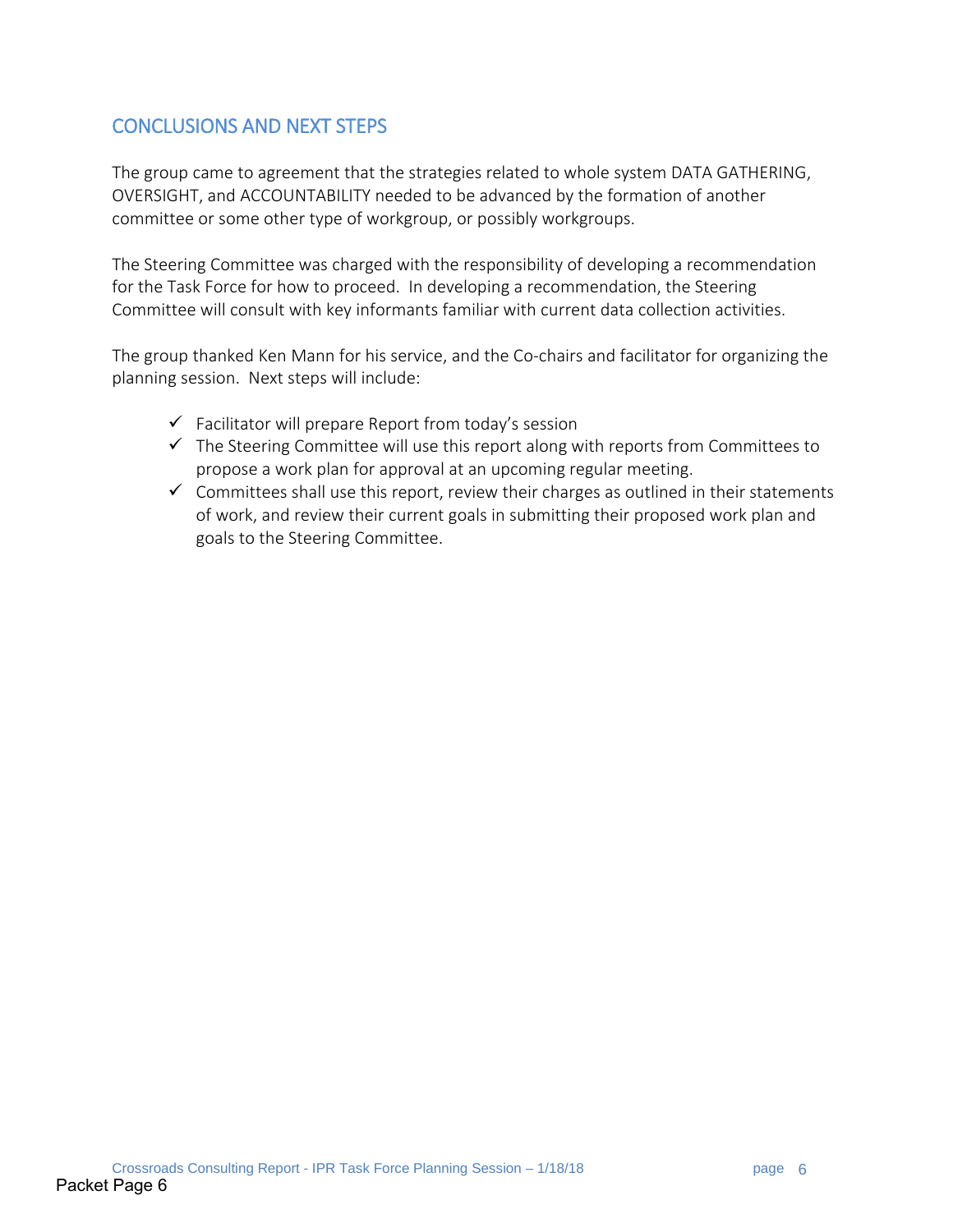## CONCLUSIONS AND NEXT STEPS

The group came to agreement that the strategies related to whole system DATA GATHERING, OVERSIGHT, and ACCOUNTABILITY needed to be advanced by the formation of another committee or some other type of workgroup, or possibly workgroups.

The Steering Committee was charged with the responsibility of developing a recommendation for the Task Force for how to proceed. In developing a recommendation, the Steering Committee will consult with key informants familiar with current data collection activities.

The group thanked Ken Mann for his service, and the Co-chairs and facilitator for organizing the planning session. Next steps will include:

- ✓ Facilitator will prepare Report from today's session
- ✓ The Steering Committee will use this report along with reports from Committees to propose a work plan for approval at an upcoming regular meeting.
- ✓ Committees shall use this report, review their charges as outlined in their statements of work, and review their current goals in submitting their proposed work plan and goals to the Steering Committee.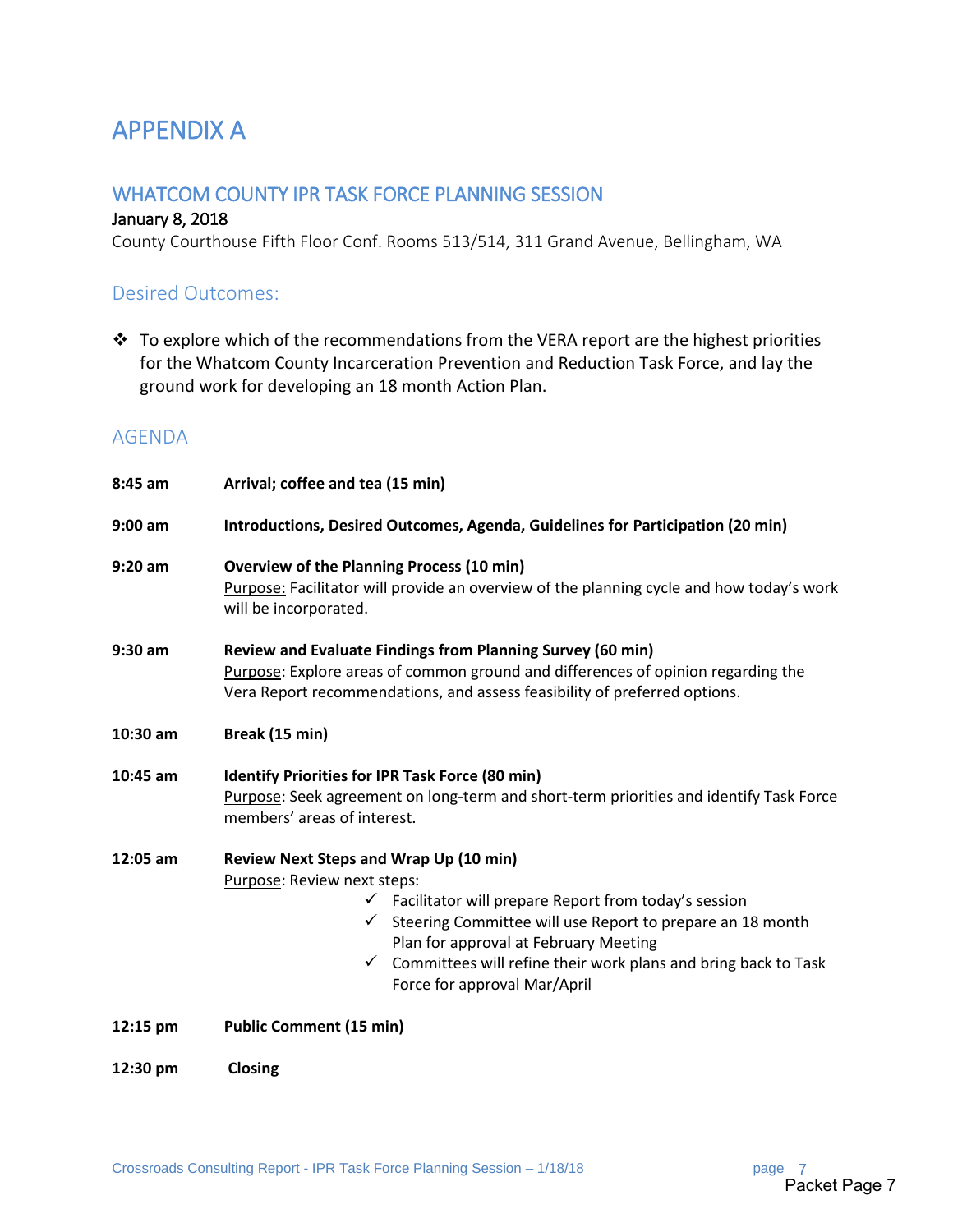# APPENDIX A

## WHATCOM COUNTY IPR TASK FORCE PLANNING SESSION

January 8, 2018

County Courthouse Fifth Floor Conf. Rooms 513/514, 311 Grand Avenue, Bellingham, WA

### Desired Outcomes:

- To explore which of the recommendations from the VERA report are the highest priorities for the Whatcom County Incarceration Prevention and Reduction Task Force, and lay the ground work for developing an 18 month Action Plan.

### AGENDA

**8:45 am** **Arrival; coffee and tea (15 min)**

**9:00 am** **Introductions, Desired Outcomes, Agenda, Guidelines for Participation (20 min)**

**9:20 am** **Overview of the Planning Process (10 min)**
Purpose: Facilitator will provide an overview of the planning cycle and how today's work will be incorporated.

**9:30 am** **Review and Evaluate Findings from Planning Survey (60 min)**
Purpose: Explore areas of common ground and differences of opinion regarding the Vera Report recommendations, and assess feasibility of preferred options.

**10:30 am** **Break (15 min)**

**10:45 am** **Identify Priorities for IPR Task Force (80 min)**
Purpose: Seek agreement on long-term and short-term priorities and identify Task Force members' areas of interest.

**12:05 am** **Review Next Steps and Wrap Up (10 min)**
Purpose: Review next steps:

- ✓ Facilitator will prepare Report from today's session
- ✓ Steering Committee will use Report to prepare an 18 month Plan for approval at February Meeting
- ✓ Committees will refine their work plans and bring back to Task Force for approval Mar/April

**12:15 pm** **Public Comment (15 min)**

**12:30 pm** **Closing**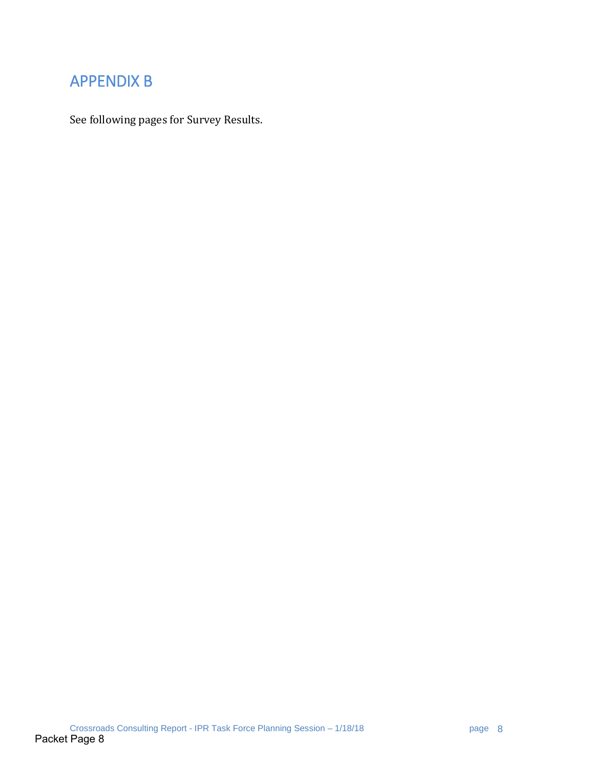# APPENDIX B

See following pages for Survey Results.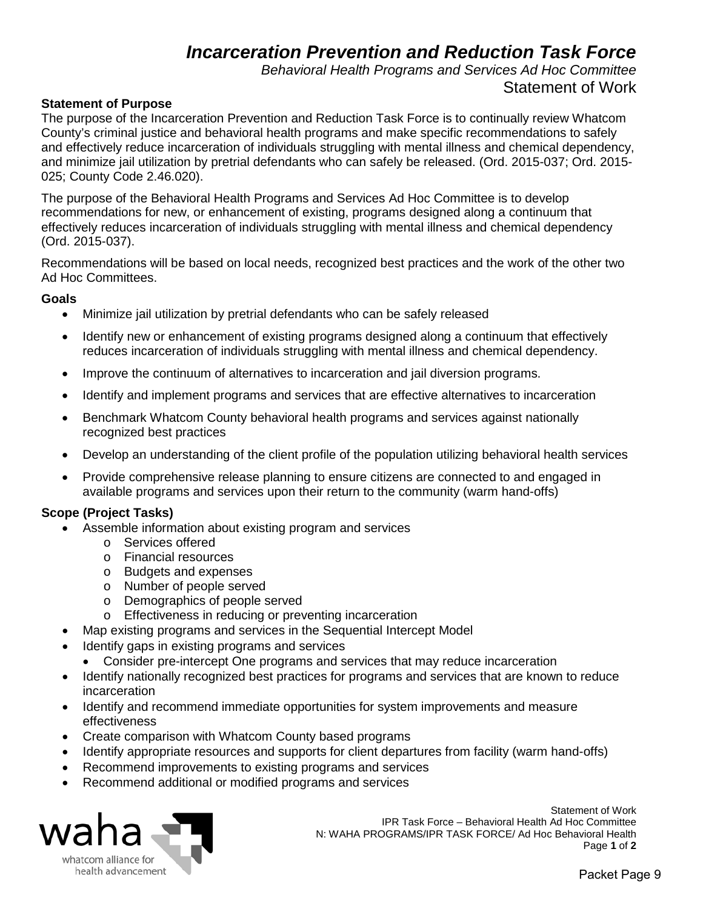# *Incarceration Prevention and Reduction Task Force*

*Behavioral Health Programs and Services Ad Hoc Committee*

Statement of Work

**Statement of Purpose**

The purpose of the Incarceration Prevention and Reduction Task Force is to continually review Whatcom County's criminal justice and behavioral health programs and make specific recommendations to safely and effectively reduce incarceration of individuals struggling with mental illness and chemical dependency, and minimize jail utilization by pretrial defendants who can safely be released. (Ord. 2015-037; Ord. 2015-025; County Code 2.46.020).

The purpose of the Behavioral Health Programs and Services Ad Hoc Committee is to develop recommendations for new, or enhancement of existing, programs designed along a continuum that effectively reduces incarceration of individuals struggling with mental illness and chemical dependency (Ord. 2015-037).

Recommendations will be based on local needs, recognized best practices and the work of the other two Ad Hoc Committees.

**Goals**

- Minimize jail utilization by pretrial defendants who can be safely released
- Identify new or enhancement of existing programs designed along a continuum that effectively reduces incarceration of individuals struggling with mental illness and chemical dependency.
- Improve the continuum of alternatives to incarceration and jail diversion programs.
- Identify and implement programs and services that are effective alternatives to incarceration
- Benchmark Whatcom County behavioral health programs and services against nationally recognized best practices
- Develop an understanding of the client profile of the population utilizing behavioral health services
- Provide comprehensive release planning to ensure citizens are connected to and engaged in available programs and services upon their return to the community (warm hand-offs)

**Scope (Project Tasks)**

- Assemble information about existing program and services
  - Services offered
  - Financial resources
  - Budgets and expenses
  - Number of people served
  - Demographics of people served
  - Effectiveness in reducing or preventing incarceration
- Map existing programs and services in the Sequential Intercept Model
- Identify gaps in existing programs and services
  - Consider pre-intercept One programs and services that may reduce incarceration
- Identify nationally recognized best practices for programs and services that are known to reduce incarceration
- Identify and recommend immediate opportunities for system improvements and measure effectiveness
- Create comparison with Whatcom County based programs
- Identify appropriate resources and supports for client departures from facility (warm hand-offs)
- Recommend improvements to existing programs and services
- Recommend additional or modified programs and services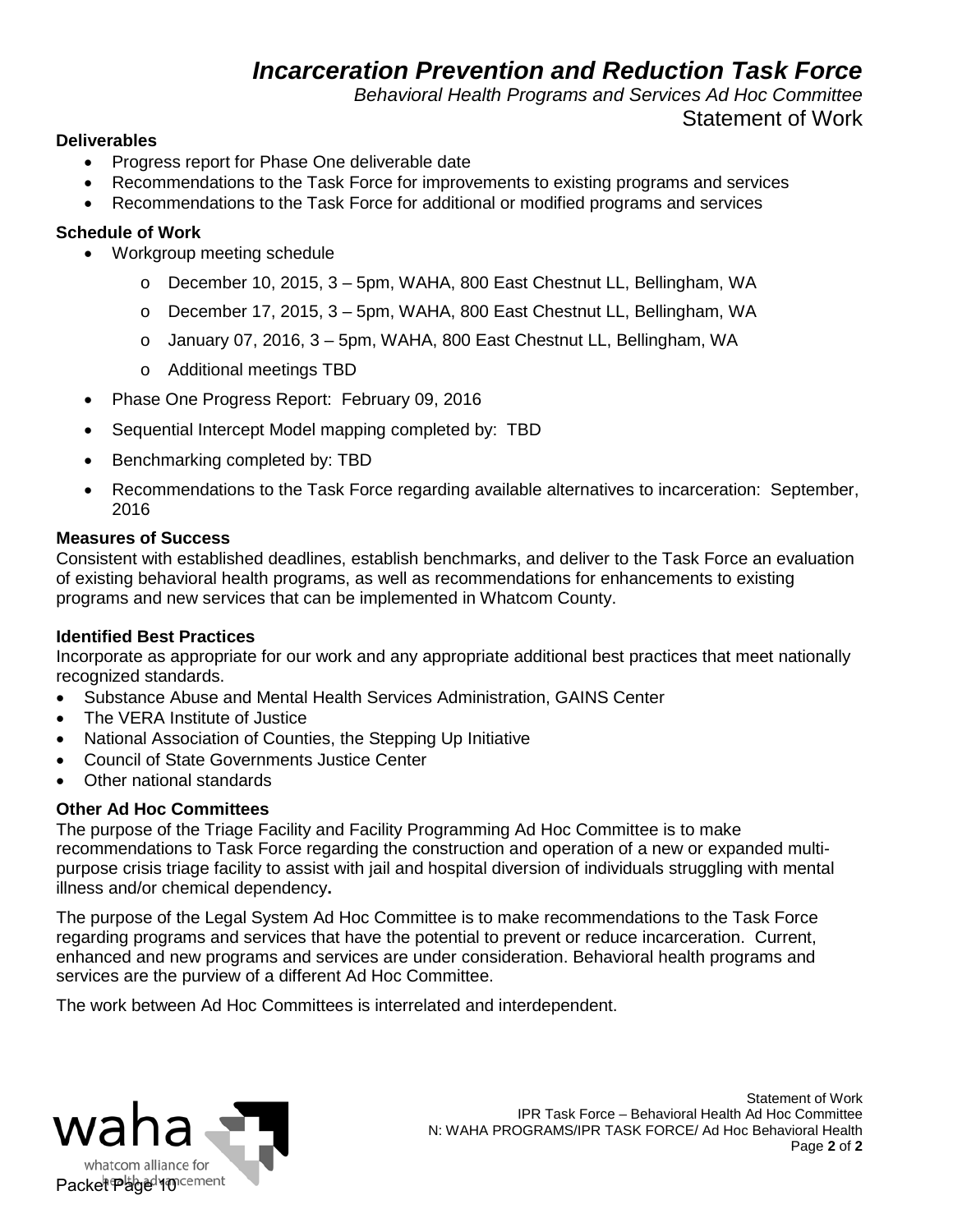# *Incarceration Prevention and Reduction Task Force*

*Behavioral Health Programs and Services Ad Hoc Committee*

Statement of Work

**Deliverables**

- Progress report for Phase One deliverable date
- Recommendations to the Task Force for improvements to existing programs and services
- Recommendations to the Task Force for additional or modified programs and services

**Schedule of Work**

- Workgroup meeting schedule
    - o December 10, 2015, 3 – 5pm, WAHA, 800 East Chestnut LL, Bellingham, WA
    - o December 17, 2015, 3 – 5pm, WAHA, 800 East Chestnut LL, Bellingham, WA
    - o January 07, 2016, 3 – 5pm, WAHA, 800 East Chestnut LL, Bellingham, WA
    - o Additional meetings TBD
- Phase One Progress Report: February 09, 2016
- Sequential Intercept Model mapping completed by: TBD
- Benchmarking completed by: TBD
- Recommendations to the Task Force regarding available alternatives to incarceration: September, 2016

**Measures of Success**

Consistent with established deadlines, establish benchmarks, and deliver to the Task Force an evaluation of existing behavioral health programs, as well as recommendations for enhancements to existing programs and new services that can be implemented in Whatcom County.

**Identified Best Practices**

Incorporate as appropriate for our work and any appropriate additional best practices that meet nationally recognized standards.

- Substance Abuse and Mental Health Services Administration, GAINS Center
- The VERA Institute of Justice
- National Association of Counties, the Stepping Up Initiative
- Council of State Governments Justice Center
- Other national standards

**Other Ad Hoc Committees**

The purpose of the Triage Facility and Facility Programming Ad Hoc Committee is to make recommendations to Task Force regarding the construction and operation of a new or expanded multi-purpose crisis triage facility to assist with jail and hospital diversion of individuals struggling with mental illness and/or chemical dependency**.**

The purpose of the Legal System Ad Hoc Committee is to make recommendations to the Task Force regarding programs and services that have the potential to prevent or reduce incarceration. Current, enhanced and new programs and services are under consideration. Behavioral health programs and services are the purview of a different Ad Hoc Committee.

The work between Ad Hoc Committees is interrelated and interdependent.

waha whatcom alliance for health advancement

Statement of Work
IPR Task Force – Behavioral Health Ad Hoc Committee
N: WAHA PROGRAMS/IPR TASK FORCE/ Ad Hoc Behavioral Health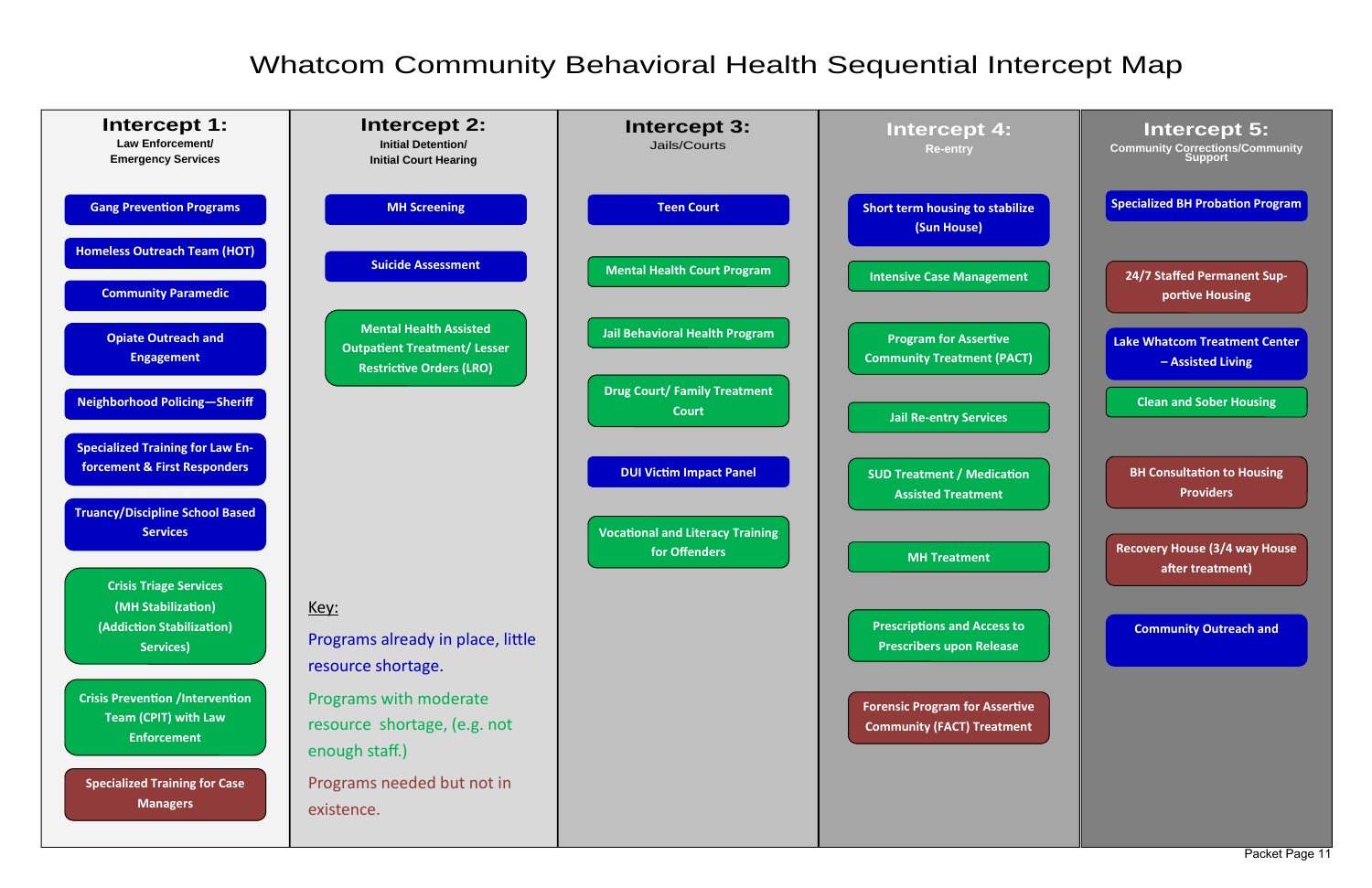# Whatcom Community Behavioral Health Sequential Intercept Map

## Intercept 1:
Law Enforcement/
Emergency Services

- Gang Prevention Programs
- Homeless Outreach Team (HOT)
- Community Paramedic
- Opiate Outreach and Engagement
- Neighborhood Policing—Sheriff
- Specialized Training for Law Enforcement & First Responders
- Truancy/Discipline School Based Services
- Crisis Triage Services (MH Stabilization) (Addiction Stabilization) Services)
- Crisis Prevention /Intervention Team (CPIT) with Law Enforcement
- Specialized Training for Case Managers

## Intercept 2:
Initial Detention/
Initial Court Hearing

- MH Screening
- Suicide Assessment
- Mental Health Assisted Outpatient Treatment/ Lesser Restrictive Orders (LRO)

## Intercept 3:
Jails/Courts

- Teen Court
- Mental Health Court Program
- Jail Behavioral Health Program
- Drug Court/ Family Treatment Court
- DUI Victim Impact Panel
- Vocational and Literacy Training for Offenders

## Intercept 4:
Re-entry

- Short term housing to stabilize (Sun House)
- Intensive Case Management
- Program for Assertive Community Treatment (PACT)
- Jail Re-entry Services
- SUD Treatment / Medication Assisted Treatment
- MH Treatment
- Prescriptions and Access to Prescribers upon Release
- Forensic Program for Assertive Community (FACT) Treatment

## Intercept 5:
Community Corrections/Community Support

- Specialized BH Probation Program
- 24/7 Staffed Permanent Supportive Housing
- Lake Whatcom Treatment Center – Assisted Living
- Clean and Sober Housing
- BH Consultation to Housing Providers
- Recovery House (3/4 way House after treatment)
- Community Outreach and

Key:

- Programs already in place, little resource shortage.
- Programs with moderate resource shortage, (e.g. not enough staff.)
- Programs needed but not in existence.

Packet Page 11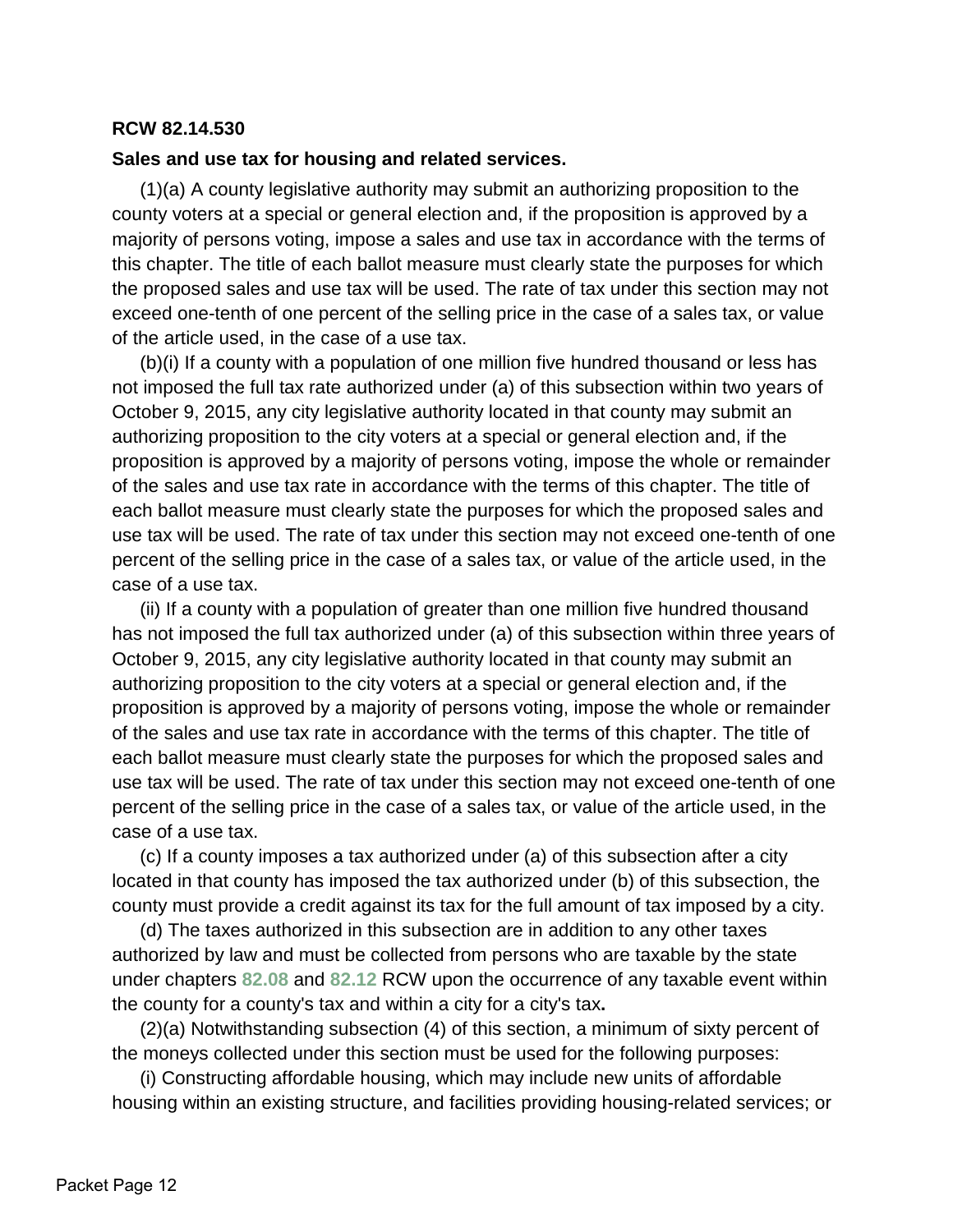**RCW 82.14.530**

**Sales and use tax for housing and related services.**

(1)(a) A county legislative authority may submit an authorizing proposition to the county voters at a special or general election and, if the proposition is approved by a majority of persons voting, impose a sales and use tax in accordance with the terms of this chapter. The title of each ballot measure must clearly state the purposes for which the proposed sales and use tax will be used. The rate of tax under this section may not exceed one-tenth of one percent of the selling price in the case of a sales tax, or value of the article used, in the case of a use tax.

(b)(i) If a county with a population of one million five hundred thousand or less has not imposed the full tax rate authorized under (a) of this subsection within two years of October 9, 2015, any city legislative authority located in that county may submit an authorizing proposition to the city voters at a special or general election and, if the proposition is approved by a majority of persons voting, impose the whole or remainder of the sales and use tax rate in accordance with the terms of this chapter. The title of each ballot measure must clearly state the purposes for which the proposed sales and use tax will be used. The rate of tax under this section may not exceed one-tenth of one percent of the selling price in the case of a sales tax, or value of the article used, in the case of a use tax.

(ii) If a county with a population of greater than one million five hundred thousand has not imposed the full tax authorized under (a) of this subsection within three years of October 9, 2015, any city legislative authority located in that county may submit an authorizing proposition to the city voters at a special or general election and, if the proposition is approved by a majority of persons voting, impose the whole or remainder of the sales and use tax rate in accordance with the terms of this chapter. The title of each ballot measure must clearly state the purposes for which the proposed sales and use tax will be used. The rate of tax under this section may not exceed one-tenth of one percent of the selling price in the case of a sales tax, or value of the article used, in the case of a use tax.

(c) If a county imposes a tax authorized under (a) of this subsection after a city located in that county has imposed the tax authorized under (b) of this subsection, the county must provide a credit against its tax for the full amount of tax imposed by a city.

(d) The taxes authorized in this subsection are in addition to any other taxes authorized by law and must be collected from persons who are taxable by the state under chapters 82.08 and 82.12 RCW upon the occurrence of any taxable event within the county for a county's tax and within a city for a city's tax**.**

(2)(a) Notwithstanding subsection (4) of this section, a minimum of sixty percent of the moneys collected under this section must be used for the following purposes:

(i) Constructing affordable housing, which may include new units of affordable housing within an existing structure, and facilities providing housing-related services; or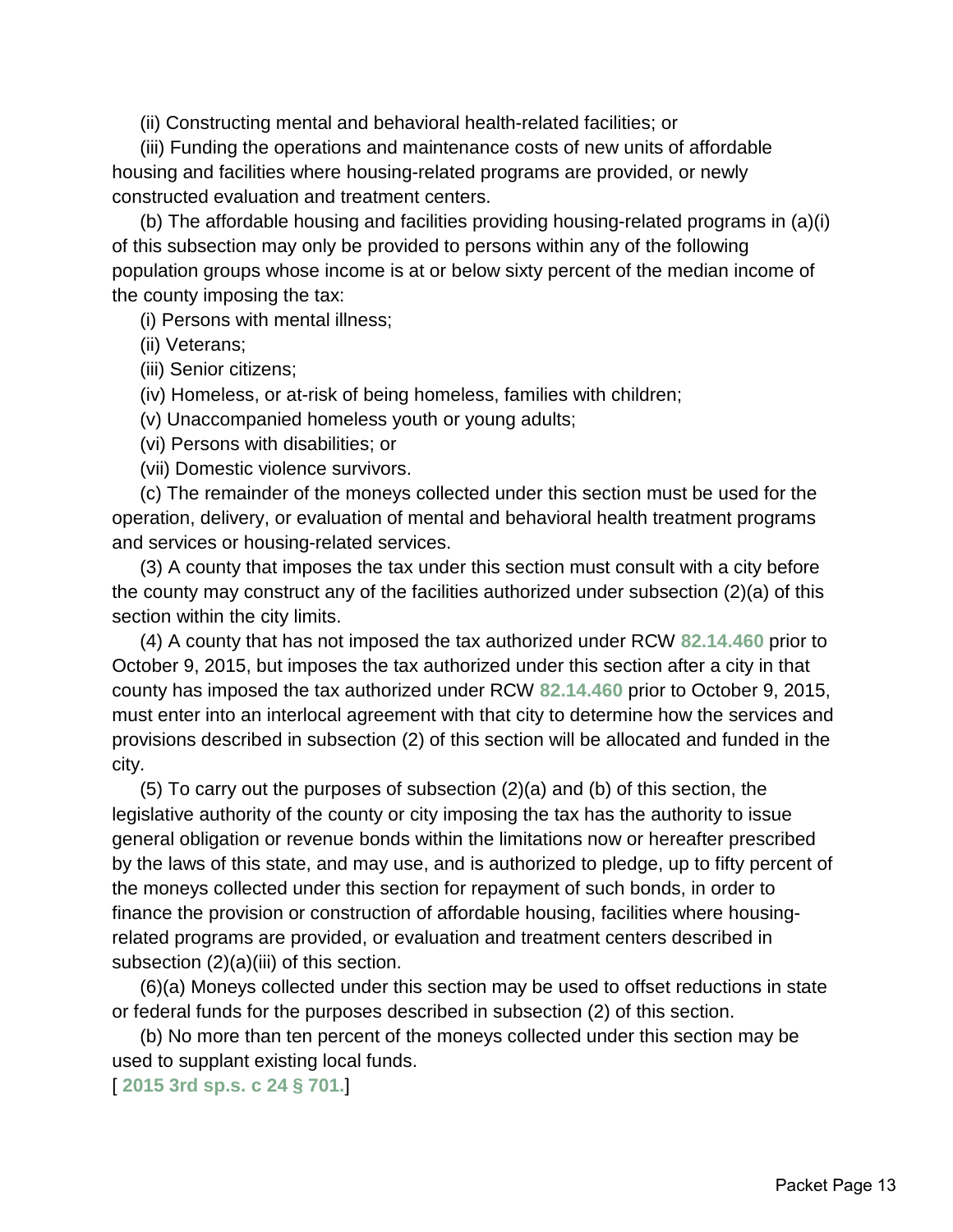(ii) Constructing mental and behavioral health-related facilities; or

(iii) Funding the operations and maintenance costs of new units of affordable housing and facilities where housing-related programs are provided, or newly constructed evaluation and treatment centers.

(b) The affordable housing and facilities providing housing-related programs in (a)(i) of this subsection may only be provided to persons within any of the following population groups whose income is at or below sixty percent of the median income of the county imposing the tax:

(i) Persons with mental illness;

(ii) Veterans;

(iii) Senior citizens;

(iv) Homeless, or at-risk of being homeless, families with children;

(v) Unaccompanied homeless youth or young adults;

(vi) Persons with disabilities; or

(vii) Domestic violence survivors.

(c) The remainder of the moneys collected under this section must be used for the operation, delivery, or evaluation of mental and behavioral health treatment programs and services or housing-related services.

(3) A county that imposes the tax under this section must consult with a city before the county may construct any of the facilities authorized under subsection (2)(a) of this section within the city limits.

(4) A county that has not imposed the tax authorized under RCW **82.14.460** prior to October 9, 2015, but imposes the tax authorized under this section after a city in that county has imposed the tax authorized under RCW **82.14.460** prior to October 9, 2015, must enter into an interlocal agreement with that city to determine how the services and provisions described in subsection (2) of this section will be allocated and funded in the city.

(5) To carry out the purposes of subsection (2)(a) and (b) of this section, the legislative authority of the county or city imposing the tax has the authority to issue general obligation or revenue bonds within the limitations now or hereafter prescribed by the laws of this state, and may use, and is authorized to pledge, up to fifty percent of the moneys collected under this section for repayment of such bonds, in order to finance the provision or construction of affordable housing, facilities where housing-related programs are provided, or evaluation and treatment centers described in subsection (2)(a)(iii) of this section.

(6)(a) Moneys collected under this section may be used to offset reductions in state or federal funds for the purposes described in subsection (2) of this section.

(b) No more than ten percent of the moneys collected under this section may be used to supplant existing local funds.

[ **2015 3rd sp.s. c 24 § 701.**]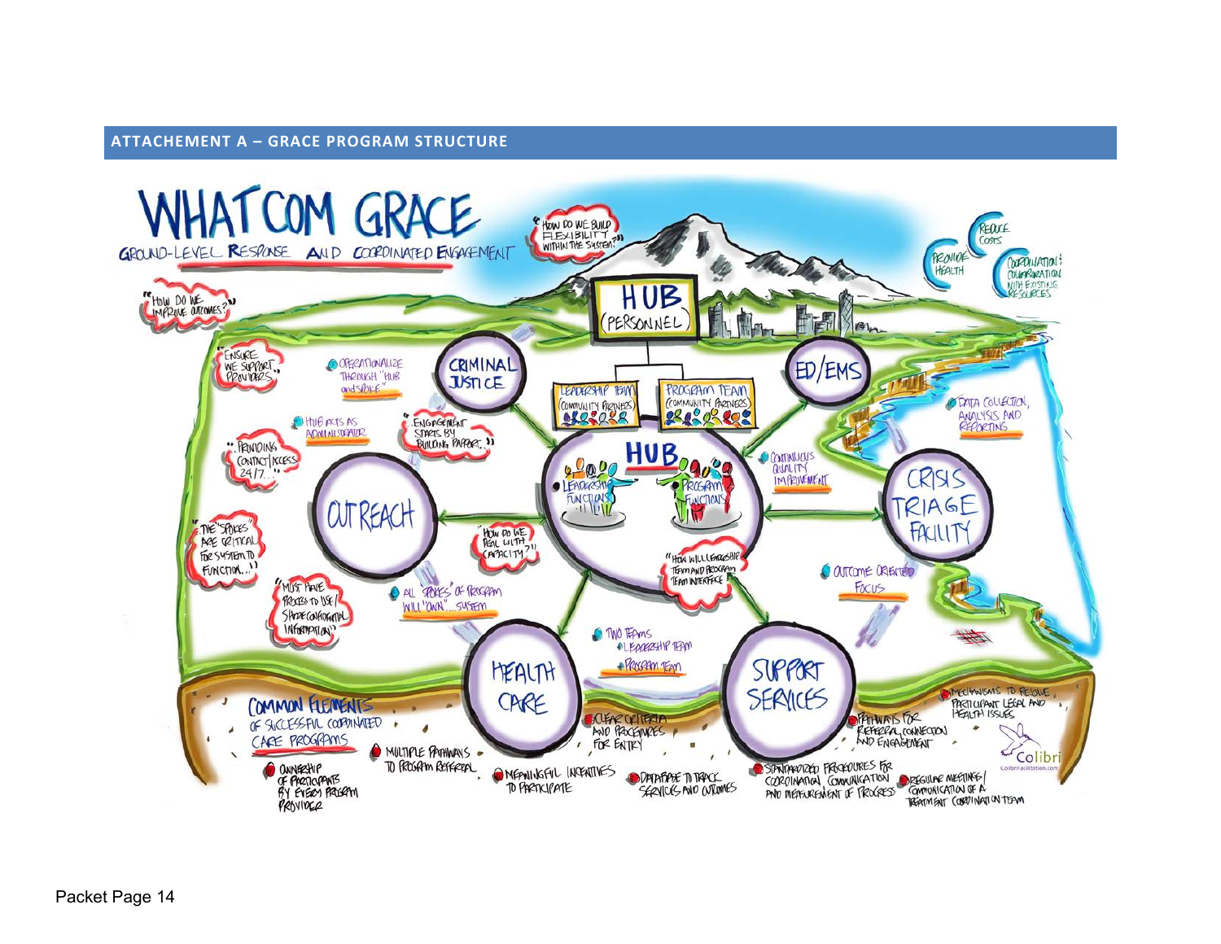## ATTACHEMENT A – GRACE PROGRAM STRUCTURE

WHATCOM GRACE

GROUND-LEVEL RESPONSE AND COORDINATED ENGAGEMENT

"HOW DO WE BUILD FLEXIBILITY WITHIN THE SYSTEM?"

REDUCE COSTS

PROVIDE HEALTH

COORDINATION: COLLABORATION WITH EXISTING RESOURCES

"HOW DO WE IMPROVE OUTCOMES?"

HUB (PERSONNEL)

LEADERSHIP TEAM (COMMUNITY PARTNERS)

PROGRAM TEAM (COMMUNITY PARTNERS)

HUB

LEADERSHIP FUNCTIONS

PROGRAM FUNCTIONS

CRIMINAL JUSTICE

ED/EMS

OUTREACH

CRISIS TRIAGE FACILITY

HEALTH CARE

SUPPORT SERVICES

"ENSURE WE SUPPORT PROVIDERS"

OPERATIONALIZE THROUGH "HUB and SPOKE"

HUB ACTS AS ADMINISTRATOR

"ENGAGEMENT STARTS BY BUILDING RAPPORT"

"PROVIDING CONTACT/ACCESS 24/7"

DATA COLLECTION, ANALYSIS AND REPORTING

CONTINUOUS QUALITY IMPROVEMENT

"THE 'SPOKES' ARE CRITICAL FOR SYSTEM TO FUNCTION"

"HOW DO WE DEAL WITH CAPACITY?"

"HOW WILL LEADERSHIP TEAM AND PROGRAM TEAM INTERFACE"

OUTCOME ORIENTED FOCUS

"MUST HAVE PROCESS TO USE/SHARE CONFIDENTIAL INFORMATION"

ALL 'SPOKES' OF PROGRAM WILL "OWN"... SYSTEM

TWO TEAMS
- LEADERSHIP TEAM
- PROGRAM TEAM

COMMON ELEMENTS OF SUCCESSFUL COORDINATED CARE PROGRAMS

- OWNERSHIP OF PARTICIPANTS BY EVERY PROGRAM PROVIDER
- MULTIPLE PATHWAYS TO PROGRAM REFERRAL
- CLEAR CRITERIA AND PROCEDURES FOR ENTRY
- MEANINGFUL INCENTIVES TO PARTICIPATE
- DATABASE TO TRACK SERVICES AND OUTCOMES
- STANDARDIZED PROCEDURES FOR COORDINATION, COMMUNICATION AND MEASUREMENT OF PROGRESS
- PATHWAYS FOR REFERRAL, CONNECTION AND ENGAGEMENT
- MECHANISMS TO RESOLVE PARTICIPANT LEGAL AND HEALTH ISSUES
- REGULAR MEETINGS/COMMUNICATION OF A TREATMENT COORDINATION TEAM

Colibri
ColibriFacilitation.com